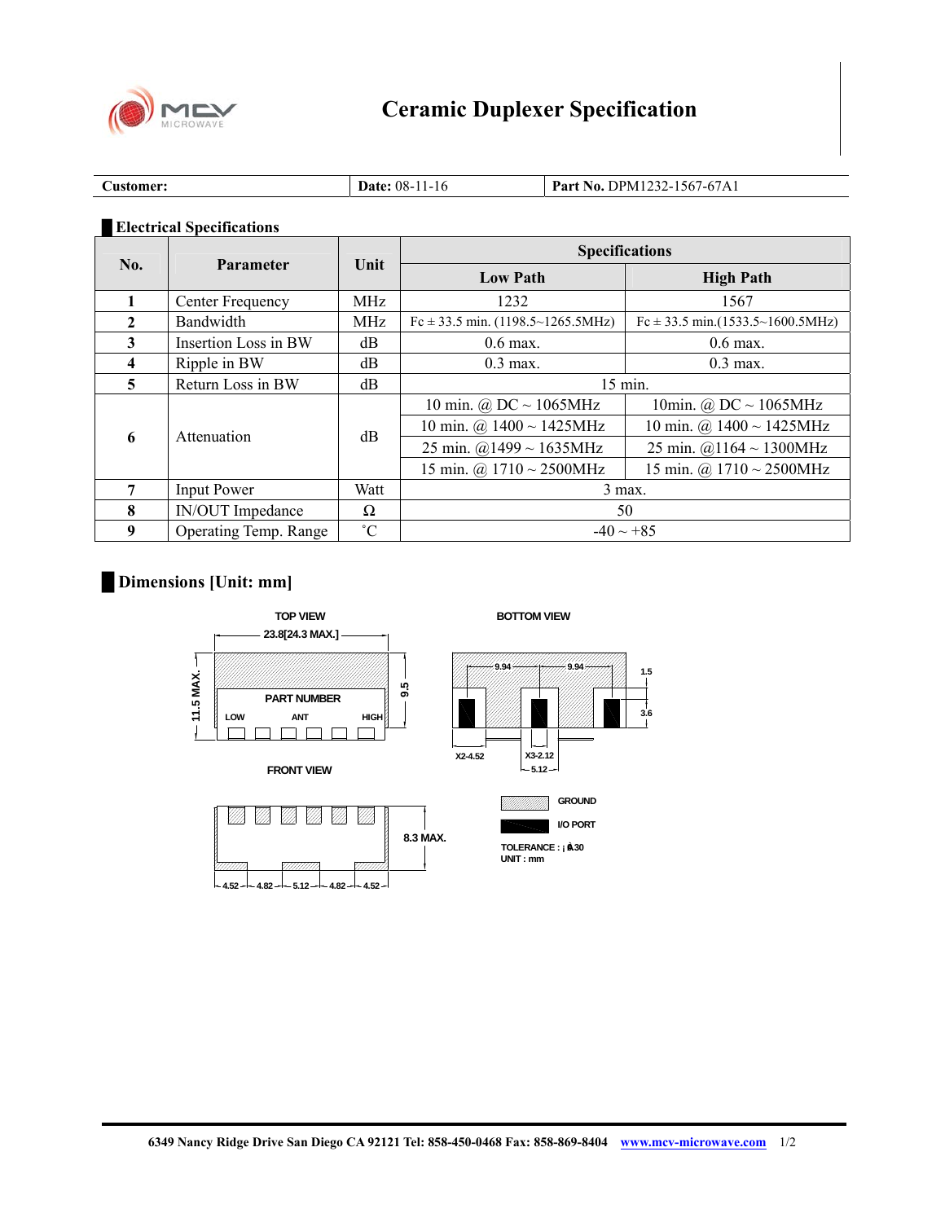# Ceramic Duplexer Specification

| **Customer:** | **Date:** 08-11-16 | **Part No.** DPM1232-1567-67A1 |
|---|---|---|

## Electrical Specifications

| No. | Parameter | Unit | Specifications | |
|---|---|---|---|---|
| | | | **Low Path** | **High Path** |
| 1 | Center Frequency | MHz | 1232 | 1567 |
| 2 | Bandwidth | MHz | Fc ± 33.5 min. (1198.5~1265.5MHz) | Fc ± 33.5 min.(1533.5~1600.5MHz) |
| 3 | Insertion Loss in BW | dB | 0.6 max. | 0.6 max. |
| 4 | Ripple in BW | dB | 0.3 max. | 0.3 max. |
| 5 | Return Loss in BW | dB | 15 min. | |
| 6 | Attenuation | dB | 10 min. @ DC ~ 1065MHz | 10min. @ DC ~ 1065MHz |
| | | | 10 min. @ 1400 ~ 1425MHz | 10 min. @ 1400 ~ 1425MHz |
| | | | 25 min. @1499 ~ 1635MHz | 25 min. @1164 ~ 1300MHz |
| | | | 15 min. @ 1710 ~ 2500MHz | 15 min. @ 1710 ~ 2500MHz |
| 7 | Input Power | Watt | 3 max. | |
| 8 | IN/OUT Impedance | Ω | 50 | |
| 9 | Operating Temp. Range | ˚C | -40 ~ +85 | |

## Dimensions [Unit: mm]

TOP VIEW: 23.8[24.3 MAX.], 11.5 MAX., 9.5, PART NUMBER, LOW, ANT, HIGH

BOTTOM VIEW: 9.94, 9.94, 1.5, 3.6, X2-4.52, X3-2.12, 5.12

FRONT VIEW: 8.3 MAX., 4.52, 4.82, 5.12, 4.82, 4.52

GROUND

I/O PORT

TOLERANCE : ±0.30
UNIT : mm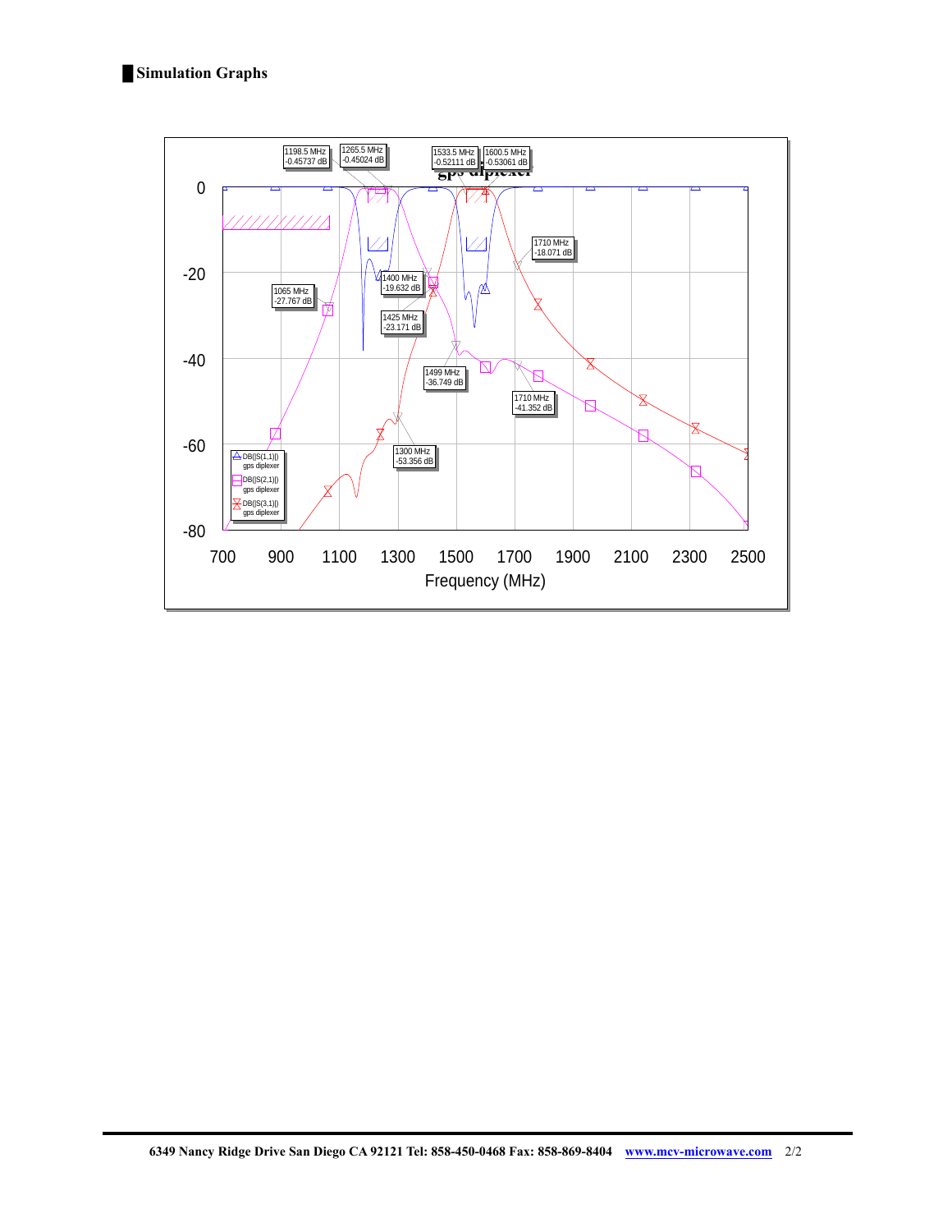## Simulation Graphs

gps diplexer

1198.5 MHz
-0.45737 dB

1265.5 MHz
-0.45024 dB

1533.5 MHz
-0.52111 dB

1600.5 MHz
-0.53061 dB

1710 MHz
-18.071 dB

1065 MHz
-27.767 dB

1400 MHz
-19.632 dB

1425 MHz
-23.171 dB

1499 MHz
-36.749 dB

1710 MHz
-41.352 dB

1300 MHz
-53.356 dB

DB(|S(1,1)|)
gps diplexer

DB(|S(2,1)|)
gps diplexer

DB(|S(3,1)|)
gps diplexer

0
-20
-40
-60
-80

700 900 1100 1300 1500 1700 1900 2100 2300 2500

Frequency (MHz)